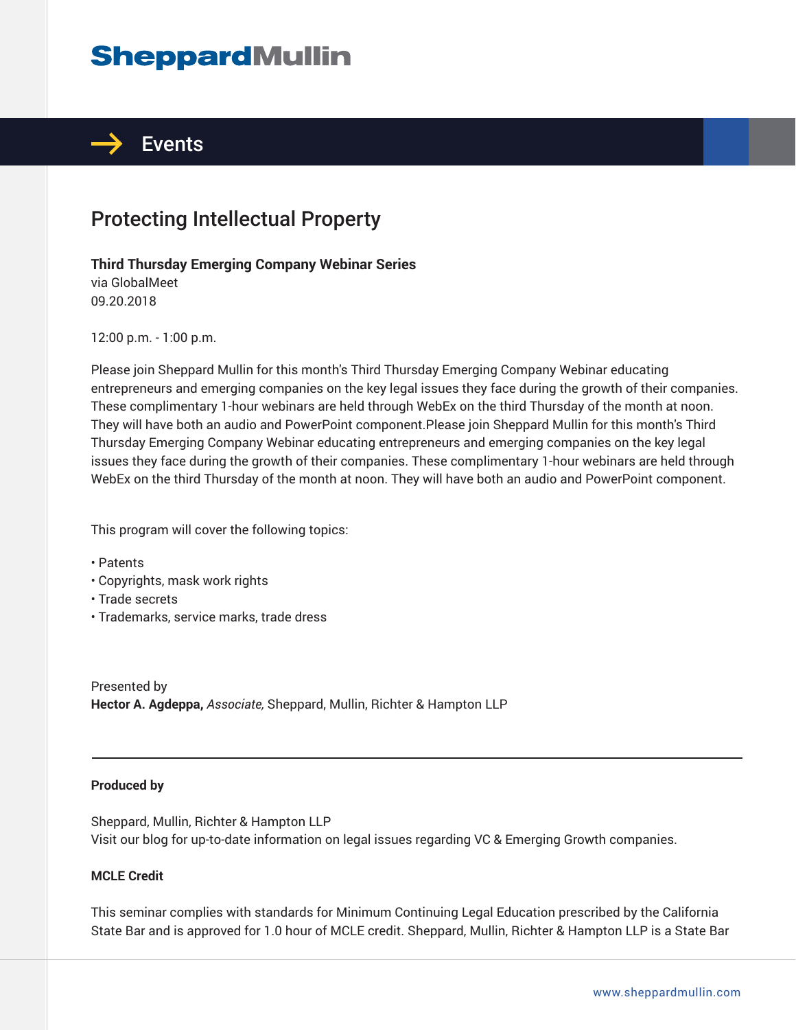# SheppardMullin

## Events

# Protecting Intellectual Property

**Third Thursday Emerging Company Webinar Series**
via GlobalMeet
09.20.2018

12:00 p.m. - 1:00 p.m.

Please join Sheppard Mullin for this month's Third Thursday Emerging Company Webinar educating entrepreneurs and emerging companies on the key legal issues they face during the growth of their companies. These complimentary 1-hour webinars are held through WebEx on the third Thursday of the month at noon. They will have both an audio and PowerPoint component.Please join Sheppard Mullin for this month's Third Thursday Emerging Company Webinar educating entrepreneurs and emerging companies on the key legal issues they face during the growth of their companies. These complimentary 1-hour webinars are held through WebEx on the third Thursday of the month at noon. They will have both an audio and PowerPoint component.

This program will cover the following topics:

- Patents
- Copyrights, mask work rights
- Trade secrets
- Trademarks, service marks, trade dress

Presented by
**Hector A. Agdeppa,** *Associate,* Sheppard, Mullin, Richter & Hampton LLP

---

**Produced by**

Sheppard, Mullin, Richter & Hampton LLP
Visit our blog for up-to-date information on legal issues regarding VC & Emerging Growth companies.

**MCLE Credit**

This seminar complies with standards for Minimum Continuing Legal Education prescribed by the California State Bar and is approved for 1.0 hour of MCLE credit. Sheppard, Mullin, Richter & Hampton LLP is a State Bar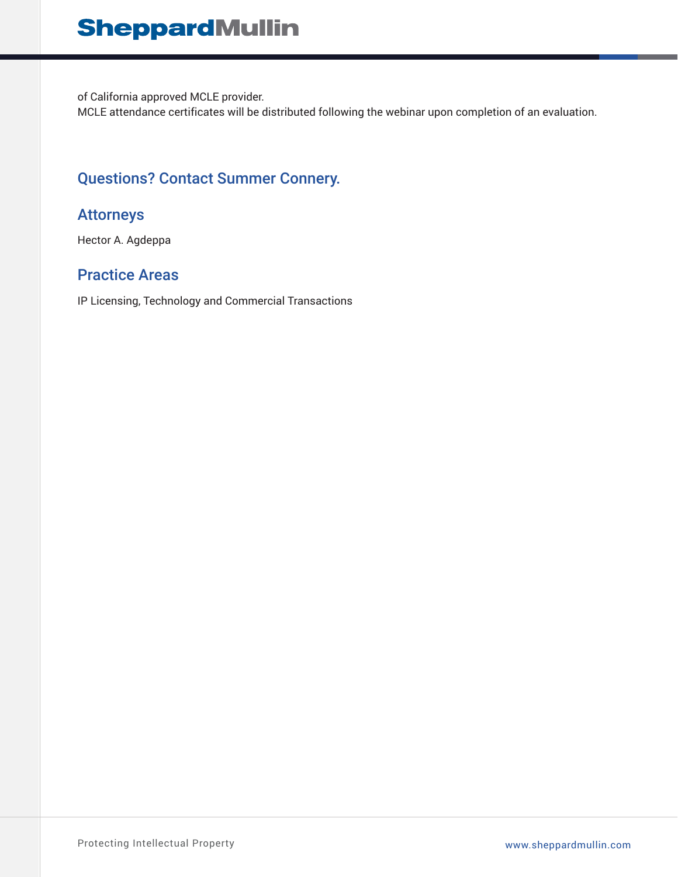of California approved MCLE provider.
MCLE attendance certificates will be distributed following the webinar upon completion of an evaluation.

## Questions? Contact Summer Connery.

## Attorneys

Hector A. Agdeppa

## Practice Areas

IP Licensing, Technology and Commercial Transactions